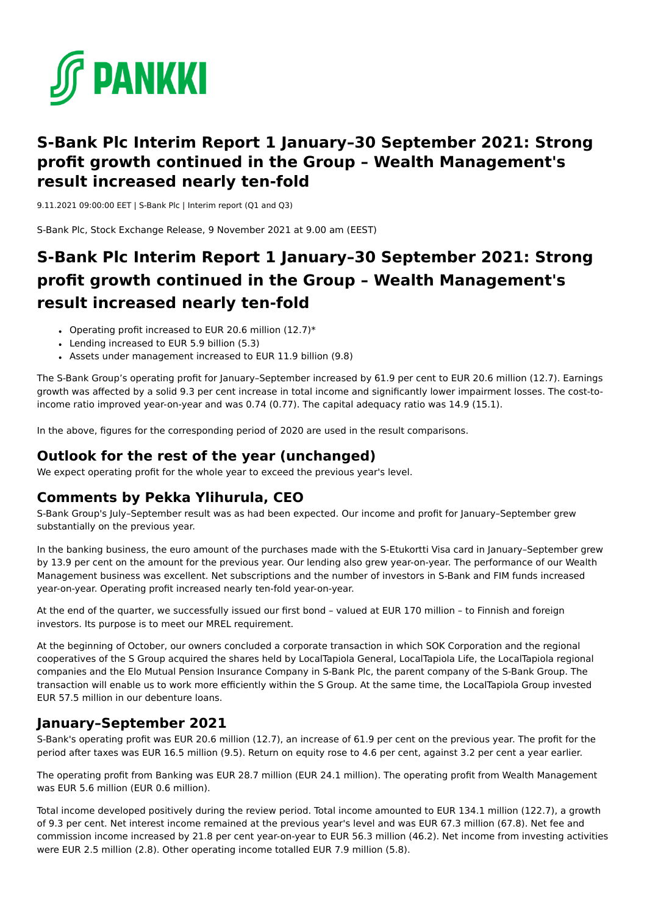# S-Bank Plc Interim Report 1 January–30 September 2021: Strong profit growth continued in the Group – Wealth Management's result increased nearly ten-fold

9.11.2021 09:00:00 EET | S-Bank Plc | Interim report (Q1 and Q3)

S-Bank Plc, Stock Exchange Release, 9 November 2021 at 9.00 am (EEST)

# S-Bank Plc Interim Report 1 January–30 September 2021: Strong profit growth continued in the Group – Wealth Management's result increased nearly ten-fold

- Operating profit increased to EUR 20.6 million (12.7)*
- Lending increased to EUR 5.9 billion (5.3)
- Assets under management increased to EUR 11.9 billion (9.8)

The S-Bank Group's operating profit for January–September increased by 61.9 per cent to EUR 20.6 million (12.7). Earnings growth was affected by a solid 9.3 per cent increase in total income and significantly lower impairment losses. The cost-to-income ratio improved year-on-year and was 0.74 (0.77). The capital adequacy ratio was 14.9 (15.1).

In the above, figures for the corresponding period of 2020 are used in the result comparisons.

## Outlook for the rest of the year (unchanged)

We expect operating profit for the whole year to exceed the previous year's level.

## Comments by Pekka Ylihurula, CEO

S-Bank Group's July–September result was as had been expected. Our income and profit for January–September grew substantially on the previous year.

In the banking business, the euro amount of the purchases made with the S-Etukortti Visa card in January–September grew by 13.9 per cent on the amount for the previous year. Our lending also grew year-on-year. The performance of our Wealth Management business was excellent. Net subscriptions and the number of investors in S-Bank and FIM funds increased year-on-year. Operating profit increased nearly ten-fold year-on-year.

At the end of the quarter, we successfully issued our first bond – valued at EUR 170 million – to Finnish and foreign investors. Its purpose is to meet our MREL requirement.

At the beginning of October, our owners concluded a corporate transaction in which SOK Corporation and the regional cooperatives of the S Group acquired the shares held by LocalTapiola General, LocalTapiola Life, the LocalTapiola regional companies and the Elo Mutual Pension Insurance Company in S-Bank Plc, the parent company of the S-Bank Group. The transaction will enable us to work more efficiently within the S Group. At the same time, the LocalTapiola Group invested EUR 57.5 million in our debenture loans.

## January–September 2021

S-Bank's operating profit was EUR 20.6 million (12.7), an increase of 61.9 per cent on the previous year. The profit for the period after taxes was EUR 16.5 million (9.5). Return on equity rose to 4.6 per cent, against 3.2 per cent a year earlier.

The operating profit from Banking was EUR 28.7 million (EUR 24.1 million). The operating profit from Wealth Management was EUR 5.6 million (EUR 0.6 million).

Total income developed positively during the review period. Total income amounted to EUR 134.1 million (122.7), a growth of 9.3 per cent. Net interest income remained at the previous year's level and was EUR 67.3 million (67.8). Net fee and commission income increased by 21.8 per cent year-on-year to EUR 56.3 million (46.2). Net income from investing activities were EUR 2.5 million (2.8). Other operating income totalled EUR 7.9 million (5.8).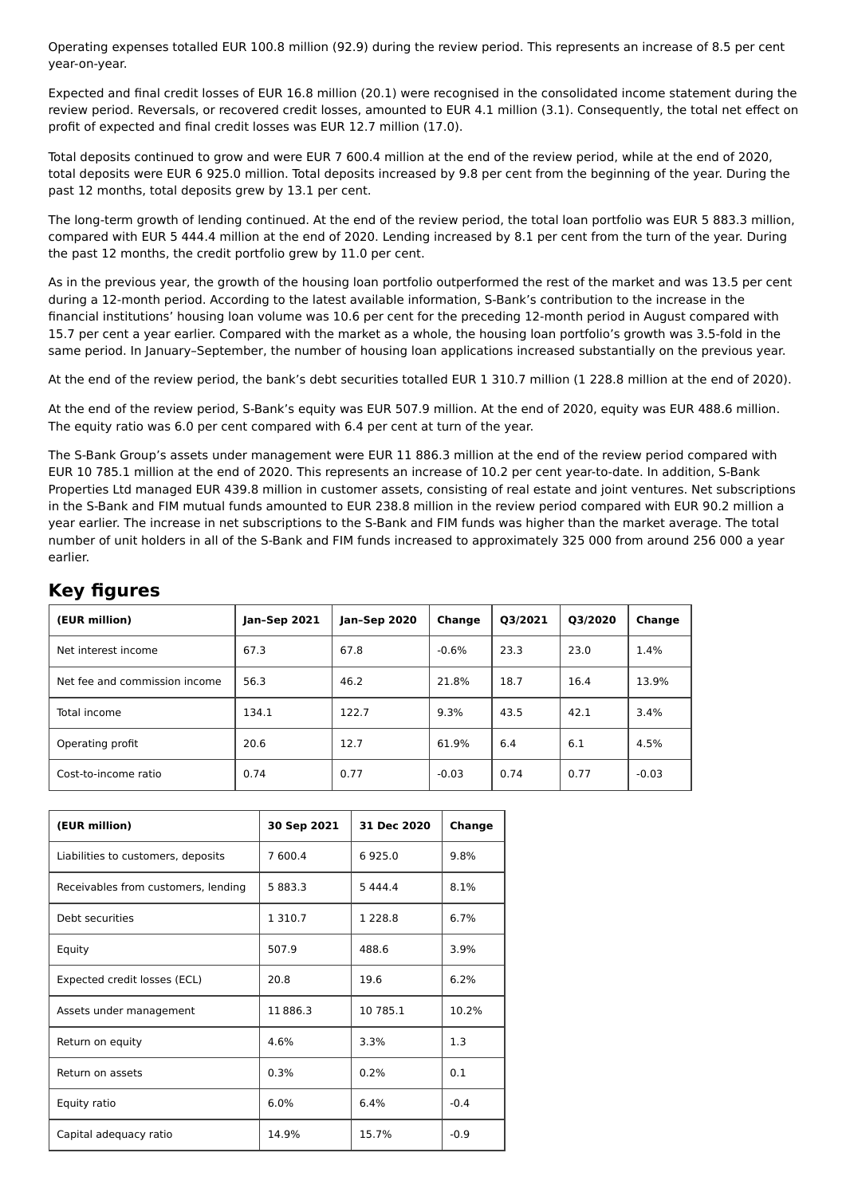Operating expenses totalled EUR 100.8 million (92.9) during the review period. This represents an increase of 8.5 per cent year-on-year.

Expected and final credit losses of EUR 16.8 million (20.1) were recognised in the consolidated income statement during the review period. Reversals, or recovered credit losses, amounted to EUR 4.1 million (3.1). Consequently, the total net effect on profit of expected and final credit losses was EUR 12.7 million (17.0).

Total deposits continued to grow and were EUR 7 600.4 million at the end of the review period, while at the end of 2020, total deposits were EUR 6 925.0 million. Total deposits increased by 9.8 per cent from the beginning of the year. During the past 12 months, total deposits grew by 13.1 per cent.

The long-term growth of lending continued. At the end of the review period, the total loan portfolio was EUR 5 883.3 million, compared with EUR 5 444.4 million at the end of 2020. Lending increased by 8.1 per cent from the turn of the year. During the past 12 months, the credit portfolio grew by 11.0 per cent.

As in the previous year, the growth of the housing loan portfolio outperformed the rest of the market and was 13.5 per cent during a 12-month period. According to the latest available information, S-Bank's contribution to the increase in the financial institutions' housing loan volume was 10.6 per cent for the preceding 12-month period in August compared with 15.7 per cent a year earlier. Compared with the market as a whole, the housing loan portfolio's growth was 3.5-fold in the same period. In January–September, the number of housing loan applications increased substantially on the previous year.

At the end of the review period, the bank's debt securities totalled EUR 1 310.7 million (1 228.8 million at the end of 2020).

At the end of the review period, S-Bank's equity was EUR 507.9 million. At the end of 2020, equity was EUR 488.6 million. The equity ratio was 6.0 per cent compared with 6.4 per cent at turn of the year.

The S-Bank Group's assets under management were EUR 11 886.3 million at the end of the review period compared with EUR 10 785.1 million at the end of 2020. This represents an increase of 10.2 per cent year-to-date. In addition, S-Bank Properties Ltd managed EUR 439.8 million in customer assets, consisting of real estate and joint ventures. Net subscriptions in the S-Bank and FIM mutual funds amounted to EUR 238.8 million in the review period compared with EUR 90.2 million a year earlier. The increase in net subscriptions to the S-Bank and FIM funds was higher than the market average. The total number of unit holders in all of the S-Bank and FIM funds increased to approximately 325 000 from around 256 000 a year earlier.

## Key figures

| (EUR million) | Jan–Sep 2021 | Jan–Sep 2020 | Change | Q3/2021 | Q3/2020 | Change |
|---|---|---|---|---|---|---|
| Net interest income | 67.3 | 67.8 | -0.6% | 23.3 | 23.0 | 1.4% |
| Net fee and commission income | 56.3 | 46.2 | 21.8% | 18.7 | 16.4 | 13.9% |
| Total income | 134.1 | 122.7 | 9.3% | 43.5 | 42.1 | 3.4% |
| Operating profit | 20.6 | 12.7 | 61.9% | 6.4 | 6.1 | 4.5% |
| Cost-to-income ratio | 0.74 | 0.77 | -0.03 | 0.74 | 0.77 | -0.03 |

| (EUR million) | 30 Sep 2021 | 31 Dec 2020 | Change |
|---|---|---|---|
| Liabilities to customers, deposits | 7 600.4 | 6 925.0 | 9.8% |
| Receivables from customers, lending | 5 883.3 | 5 444.4 | 8.1% |
| Debt securities | 1 310.7 | 1 228.8 | 6.7% |
| Equity | 507.9 | 488.6 | 3.9% |
| Expected credit losses (ECL) | 20.8 | 19.6 | 6.2% |
| Assets under management | 11 886.3 | 10 785.1 | 10.2% |
| Return on equity | 4.6% | 3.3% | 1.3 |
| Return on assets | 0.3% | 0.2% | 0.1 |
| Equity ratio | 6.0% | 6.4% | -0.4 |
| Capital adequacy ratio | 14.9% | 15.7% | -0.9 |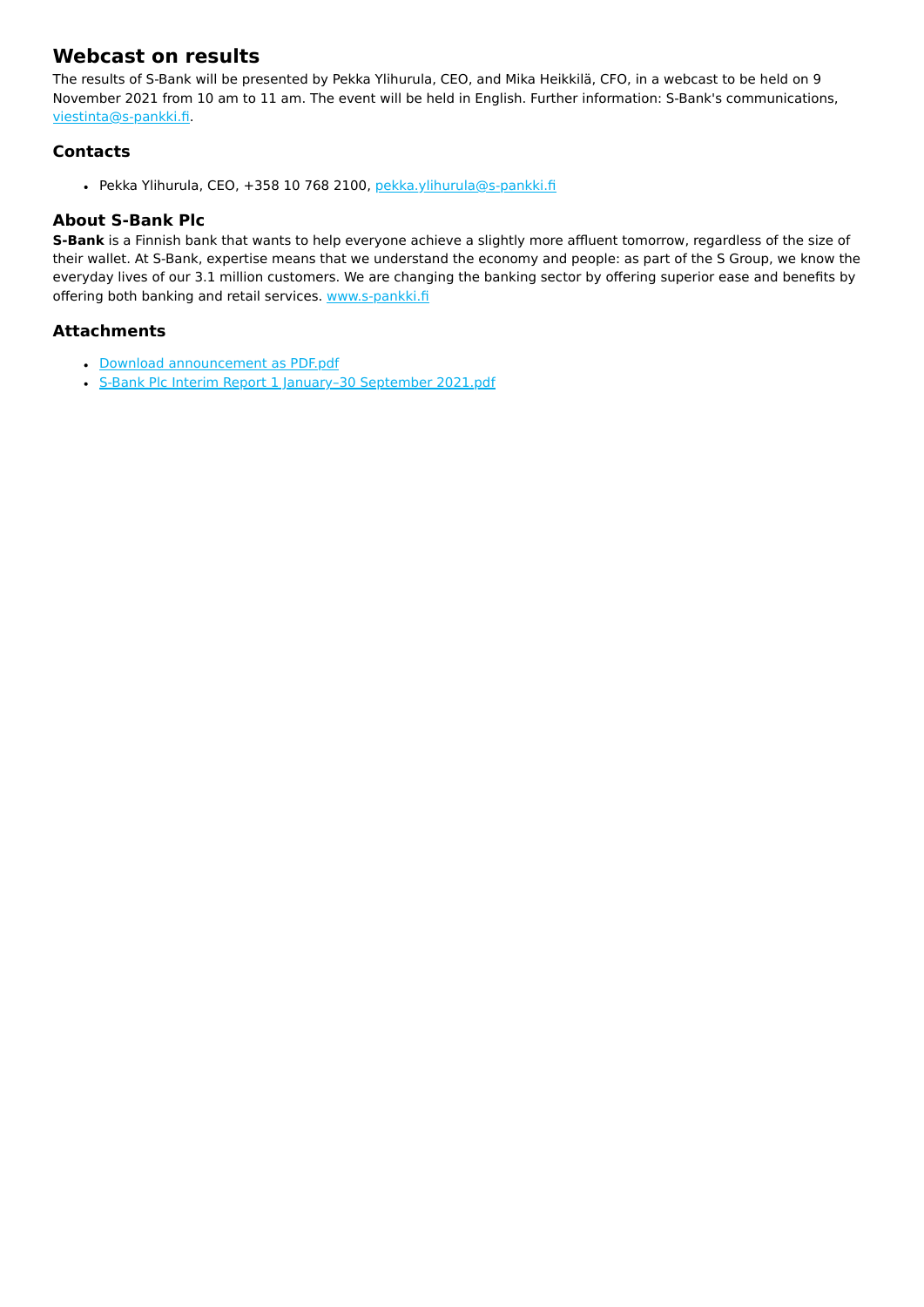## Webcast on results

The results of S-Bank will be presented by Pekka Ylihurula, CEO, and Mika Heikkilä, CFO, in a webcast to be held on 9 November 2021 from 10 am to 11 am. The event will be held in English. Further information: S-Bank's communications, viestinta@s-pankki.fi.

### Contacts

- Pekka Ylihurula, CEO, +358 10 768 2100, pekka.ylihurula@s-pankki.fi

### About S-Bank Plc

**S-Bank** is a Finnish bank that wants to help everyone achieve a slightly more affluent tomorrow, regardless of the size of their wallet. At S-Bank, expertise means that we understand the economy and people: as part of the S Group, we know the everyday lives of our 3.1 million customers. We are changing the banking sector by offering superior ease and benefits by offering both banking and retail services. www.s-pankki.fi

### Attachments

- Download announcement as PDF.pdf
- S-Bank Plc Interim Report 1 January–30 September 2021.pdf